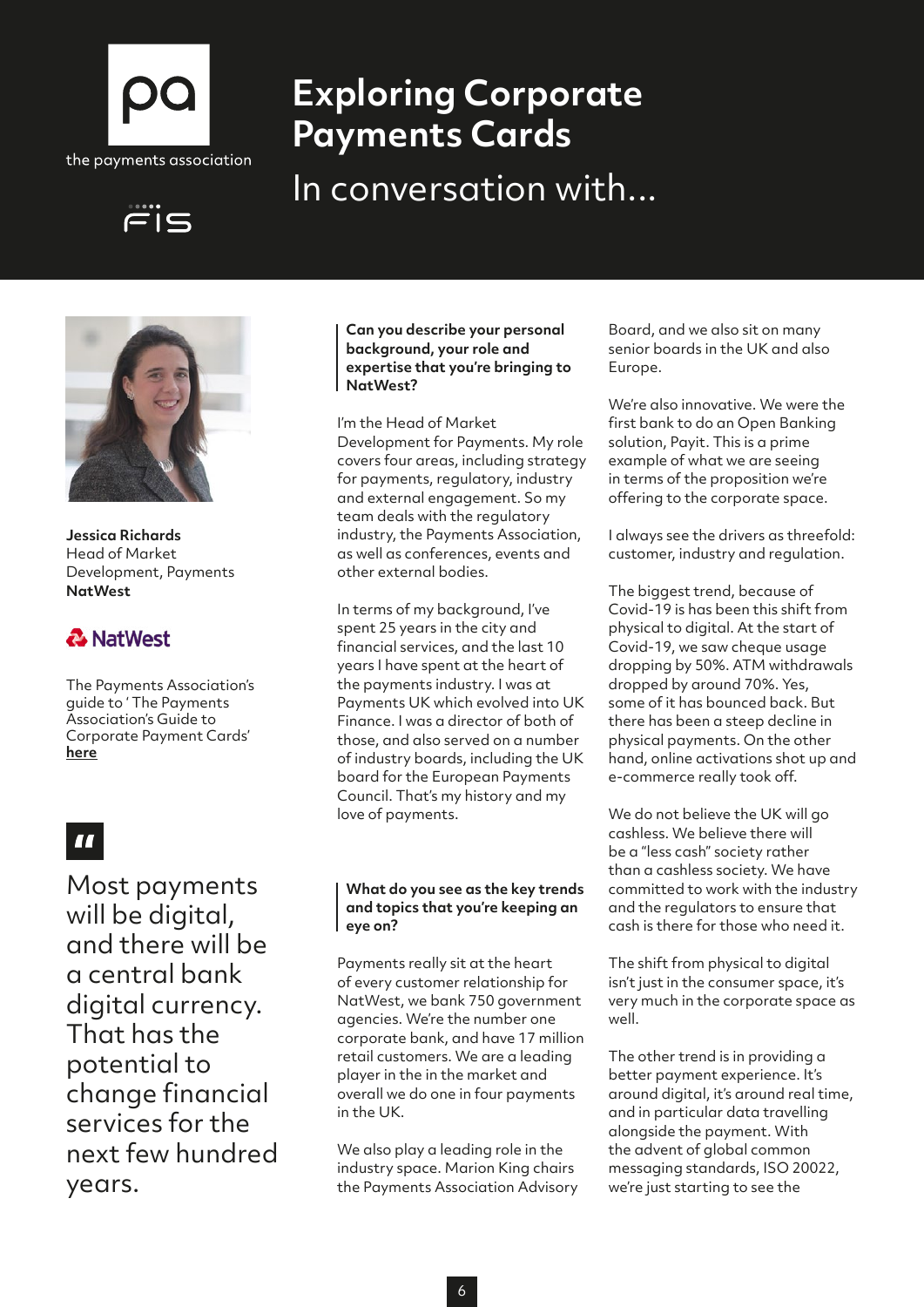the payments association

FIS

# Exploring Corporate Payments Cards

## In conversation with...

**Jessica Richards**
Head of Market Development, Payments
**NatWest**

NatWest

The Payments Association's guide to ' The Payments Association's Guide to Corporate Payment Cards' **here**

> Most payments will be digital, and there will be a central bank digital currency. That has the potential to change financial services for the next few hundred years.

**Can you describe your personal background, your role and expertise that you're bringing to NatWest?**

I'm the Head of Market Development for Payments. My role covers four areas, including strategy for payments, regulatory, industry and external engagement. So my team deals with the regulatory industry, the Payments Association, as well as conferences, events and other external bodies.

In terms of my background, I've spent 25 years in the city and financial services, and the last 10 years I have spent at the heart of the payments industry. I was at Payments UK which evolved into UK Finance. I was a director of both of those, and also served on a number of industry boards, including the UK board for the European Payments Council. That's my history and my love of payments.

**What do you see as the key trends and topics that you're keeping an eye on?**

Payments really sit at the heart of every customer relationship for NatWest, we bank 750 government agencies. We're the number one corporate bank, and have 17 million retail customers. We are a leading player in the in the market and overall we do one in four payments in the UK.

We also play a leading role in the industry space. Marion King chairs the Payments Association Advisory Board, and we also sit on many senior boards in the UK and also Europe.

We're also innovative. We were the first bank to do an Open Banking solution, Payit. This is a prime example of what we are seeing in terms of the proposition we're offering to the corporate space.

I always see the drivers as threefold: customer, industry and regulation.

The biggest trend, because of Covid-19 is has been this shift from physical to digital. At the start of Covid-19, we saw cheque usage dropping by 50%. ATM withdrawals dropped by around 70%. Yes, some of it has bounced back. But there has been a steep decline in physical payments. On the other hand, online activations shot up and e-commerce really took off.

We do not believe the UK will go cashless. We believe there will be a "less cash" society rather than a cashless society. We have committed to work with the industry and the regulators to ensure that cash is there for those who need it.

The shift from physical to digital isn't just in the consumer space, it's very much in the corporate space as well.

The other trend is in providing a better payment experience. It's around digital, it's around real time, and in particular data travelling alongside the payment. With the advent of global common messaging standards, ISO 20022, we're just starting to see the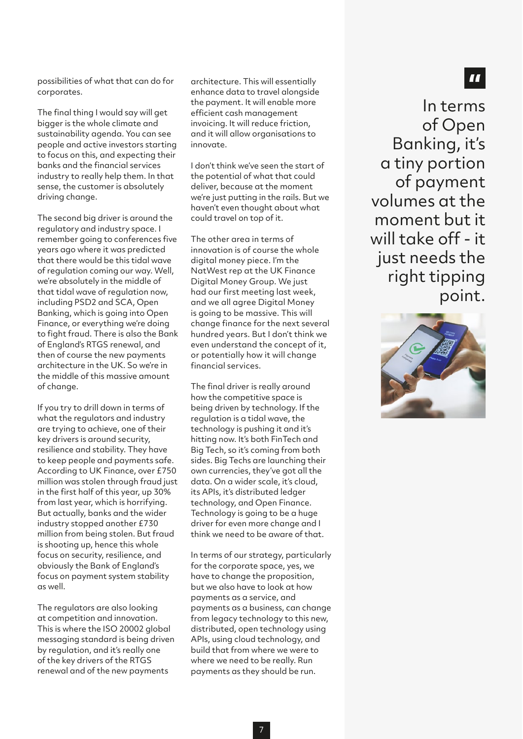possibilities of what that can do for corporates.

The final thing I would say will get bigger is the whole climate and sustainability agenda. You can see people and active investors starting to focus on this, and expecting their banks and the financial services industry to really help them. In that sense, the customer is absolutely driving change.

The second big driver is around the regulatory and industry space. I remember going to conferences five years ago where it was predicted that there would be this tidal wave of regulation coming our way. Well, we're absolutely in the middle of that tidal wave of regulation now, including PSD2 and SCA, Open Banking, which is going into Open Finance, or everything we're doing to fight fraud. There is also the Bank of England's RTGS renewal, and then of course the new payments architecture in the UK. So we're in the middle of this massive amount of change.

If you try to drill down in terms of what the regulators and industry are trying to achieve, one of their key drivers is around security, resilience and stability. They have to keep people and payments safe. According to UK Finance, over £750 million was stolen through fraud just in the first half of this year, up 30% from last year, which is horrifying. But actually, banks and the wider industry stopped another £730 million from being stolen. But fraud is shooting up, hence this whole focus on security, resilience, and obviously the Bank of England's focus on payment system stability as well.

The regulators are also looking at competition and innovation. This is where the ISO 20002 global messaging standard is being driven by regulation, and it's really one of the key drivers of the RTGS renewal and of the new payments architecture. This will essentially enhance data to travel alongside the payment. It will enable more efficient cash management invoicing. It will reduce friction, and it will allow organisations to innovate.

I don't think we've seen the start of the potential of what that could deliver, because at the moment we're just putting in the rails. But we haven't even thought about what could travel on top of it.

The other area in terms of innovation is of course the whole digital money piece. I'm the NatWest rep at the UK Finance Digital Money Group. We just had our first meeting last week, and we all agree Digital Money is going to be massive. This will change finance for the next several hundred years. But I don't think we even understand the concept of it, or potentially how it will change financial services.

The final driver is really around how the competitive space is being driven by technology. If the regulation is a tidal wave, the technology is pushing it and it's hitting now. It's both FinTech and Big Tech, so it's coming from both sides. Big Techs are launching their own currencies, they've got all the data. On a wider scale, it's cloud, its APIs, it's distributed ledger technology, and Open Finance. Technology is going to be a huge driver for even more change and I think we need to be aware of that.

In terms of our strategy, particularly for the corporate space, yes, we have to change the proposition, but we also have to look at how payments as a service, and payments as a business, can change from legacy technology to this new, distributed, open technology using APIs, using cloud technology, and build that from where we were to where we need to be really. Run payments as they should be run.

> In terms of Open Banking, it's a tiny portion of payment volumes at the moment but it will take off - it just needs the right tipping point.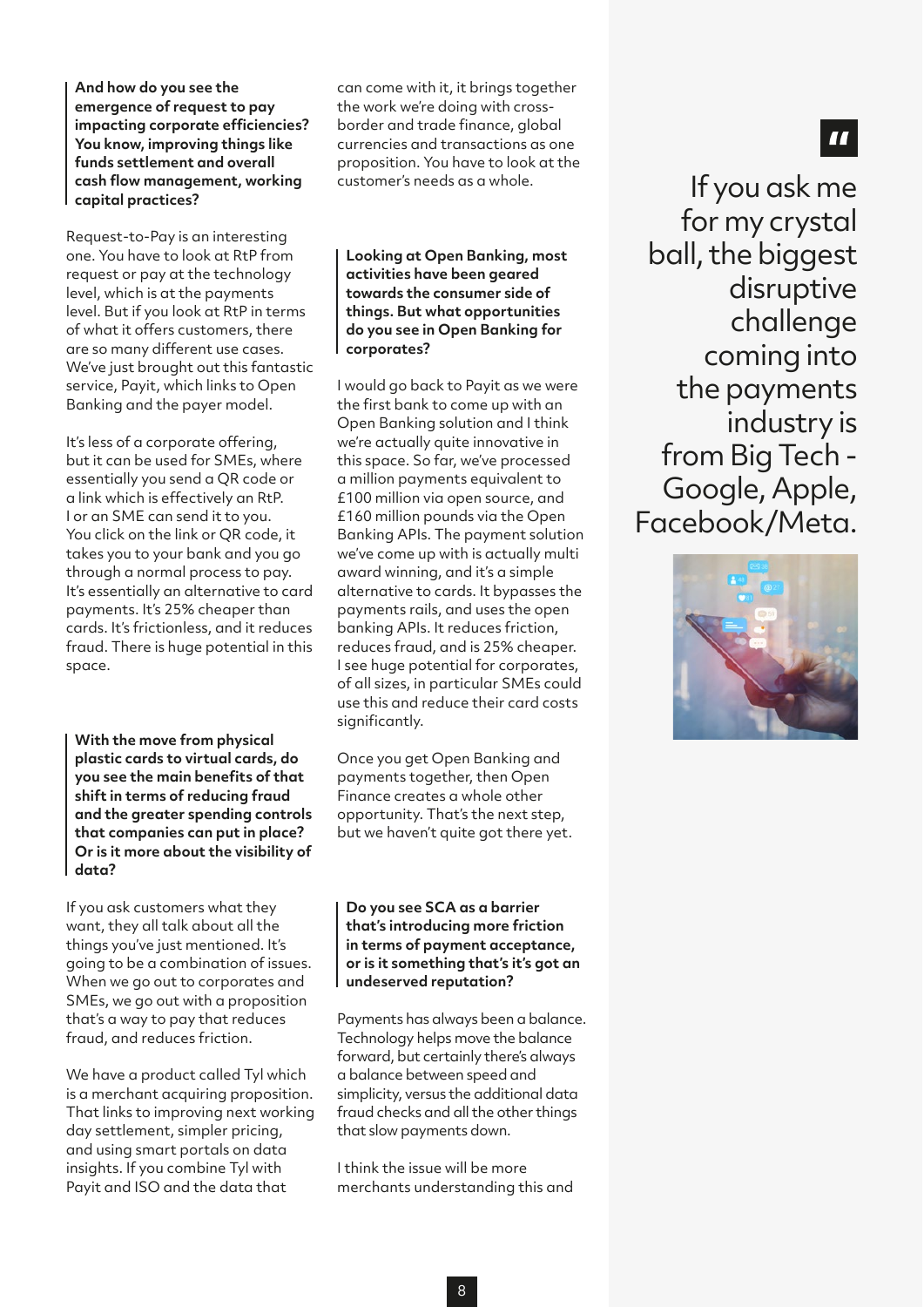**And how do you see the emergence of request to pay impacting corporate efficiencies? You know, improving things like funds settlement and overall cash flow management, working capital practices?**

Request-to-Pay is an interesting one. You have to look at RtP from request or pay at the technology level, which is at the payments level. But if you look at RtP in terms of what it offers customers, there are so many different use cases. We've just brought out this fantastic service, Payit, which links to Open Banking and the payer model.

It's less of a corporate offering, but it can be used for SMEs, where essentially you send a QR code or a link which is effectively an RtP. I or an SME can send it to you. You click on the link or QR code, it takes you to your bank and you go through a normal process to pay. It's essentially an alternative to card payments. It's 25% cheaper than cards. It's frictionless, and it reduces fraud. There is huge potential in this space.

**With the move from physical plastic cards to virtual cards, do you see the main benefits of that shift in terms of reducing fraud and the greater spending controls that companies can put in place? Or is it more about the visibility of data?**

If you ask customers what they want, they all talk about all the things you've just mentioned. It's going to be a combination of issues. When we go out to corporates and SMEs, we go out with a proposition that's a way to pay that reduces fraud, and reduces friction.

We have a product called Tyl which is a merchant acquiring proposition. That links to improving next working day settlement, simpler pricing, and using smart portals on data insights. If you combine Tyl with Payit and ISO and the data that can come with it, it brings together the work we're doing with cross-border and trade finance, global currencies and transactions as one proposition. You have to look at the customer's needs as a whole.

**Looking at Open Banking, most activities have been geared towards the consumer side of things. But what opportunities do you see in Open Banking for corporates?**

I would go back to Payit as we were the first bank to come up with an Open Banking solution and I think we're actually quite innovative in this space. So far, we've processed a million payments equivalent to £100 million via open source, and £160 million pounds via the Open Banking APIs. The payment solution we've come up with is actually multi award winning, and it's a simple alternative to cards. It bypasses the payments rails, and uses the open banking APIs. It reduces friction, reduces fraud, and is 25% cheaper. I see huge potential for corporates, of all sizes, in particular SMEs could use this and reduce their card costs significantly.

Once you get Open Banking and payments together, then Open Finance creates a whole other opportunity. That's the next step, but we haven't quite got there yet.

**Do you see SCA as a barrier that's introducing more friction in terms of payment acceptance, or is it something that's it's got an undeserved reputation?**

Payments has always been a balance. Technology helps move the balance forward, but certainly there's always a balance between speed and simplicity, versus the additional data fraud checks and all the other things that slow payments down.

I think the issue will be more merchants understanding this and

> If you ask me for my crystal ball, the biggest disruptive challenge coming into the payments industry is from Big Tech - Google, Apple, Facebook/Meta.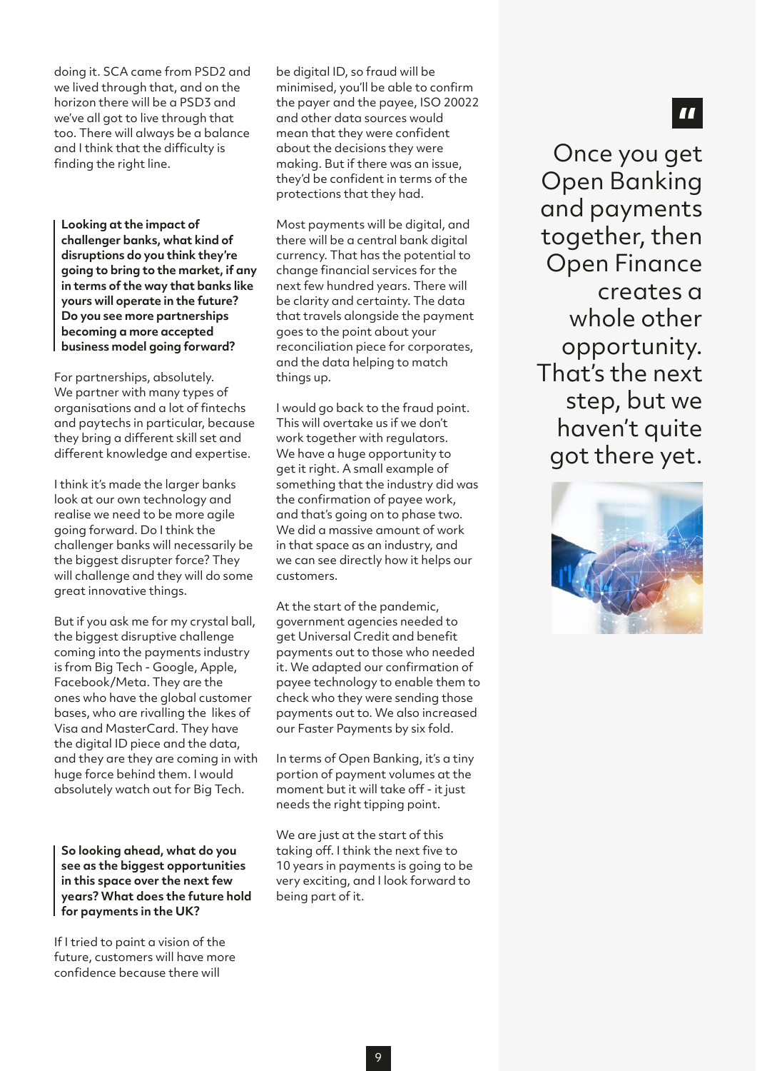doing it. SCA came from PSD2 and we lived through that, and on the horizon there will be a PSD3 and we've all got to live through that too. There will always be a balance and I think that the difficulty is finding the right line.

**Looking at the impact of challenger banks, what kind of disruptions do you think they're going to bring to the market, if any in terms of the way that banks like yours will operate in the future? Do you see more partnerships becoming a more accepted business model going forward?**

For partnerships, absolutely. We partner with many types of organisations and a lot of fintechs and paytechs in particular, because they bring a different skill set and different knowledge and expertise.

I think it's made the larger banks look at our own technology and realise we need to be more agile going forward. Do I think the challenger banks will necessarily be the biggest disrupter force? They will challenge and they will do some great innovative things.

But if you ask me for my crystal ball, the biggest disruptive challenge coming into the payments industry is from Big Tech - Google, Apple, Facebook/Meta. They are the ones who have the global customer bases, who are rivalling the likes of Visa and MasterCard. They have the digital ID piece and the data, and they are they are coming in with huge force behind them. I would absolutely watch out for Big Tech.

**So looking ahead, what do you see as the biggest opportunities in this space over the next few years? What does the future hold for payments in the UK?**

If I tried to paint a vision of the future, customers will have more confidence because there will be digital ID, so fraud will be minimised, you'll be able to confirm the payer and the payee, ISO 20022 and other data sources would mean that they were confident about the decisions they were making. But if there was an issue, they'd be confident in terms of the protections that they had.

Most payments will be digital, and there will be a central bank digital currency. That has the potential to change financial services for the next few hundred years. There will be clarity and certainty. The data that travels alongside the payment goes to the point about your reconciliation piece for corporates, and the data helping to match things up.

I would go back to the fraud point. This will overtake us if we don't work together with regulators. We have a huge opportunity to get it right. A small example of something that the industry did was the confirmation of payee work, and that's going on to phase two. We did a massive amount of work in that space as an industry, and we can see directly how it helps our customers.

At the start of the pandemic, government agencies needed to get Universal Credit and benefit payments out to those who needed it. We adapted our confirmation of payee technology to enable them to check who they were sending those payments out to. We also increased our Faster Payments by six fold.

In terms of Open Banking, it's a tiny portion of payment volumes at the moment but it will take off - it just needs the right tipping point.

We are just at the start of this taking off. I think the next five to 10 years in payments is going to be very exciting, and I look forward to being part of it.

> Once you get Open Banking and payments together, then Open Finance creates a whole other opportunity. That's the next step, but we haven't quite got there yet.